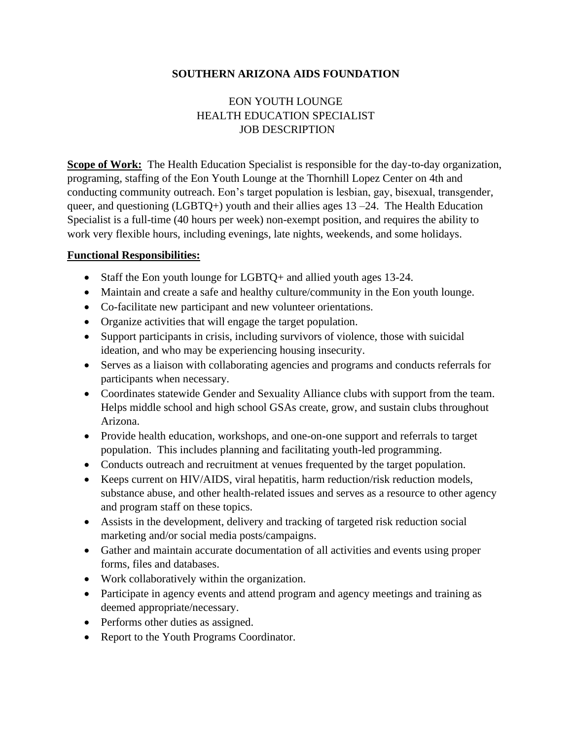# SOUTHERN ARIZONA AIDS FOUNDATION

## EON YOUTH LOUNGE
## HEALTH EDUCATION SPECIALIST
## JOB DESCRIPTION

**Scope of Work:** The Health Education Specialist is responsible for the day-to-day organization, programing, staffing of the Eon Youth Lounge at the Thornhill Lopez Center on 4th and conducting community outreach. Eon's target population is lesbian, gay, bisexual, transgender, queer, and questioning (LGBTQ+) youth and their allies ages 13 –24. The Health Education Specialist is a full-time (40 hours per week) non-exempt position, and requires the ability to work very flexible hours, including evenings, late nights, weekends, and some holidays.

**Functional Responsibilities:**

- Staff the Eon youth lounge for LGBTQ+ and allied youth ages 13-24.
- Maintain and create a safe and healthy culture/community in the Eon youth lounge.
- Co-facilitate new participant and new volunteer orientations.
- Organize activities that will engage the target population.
- Support participants in crisis, including survivors of violence, those with suicidal ideation, and who may be experiencing housing insecurity.
- Serves as a liaison with collaborating agencies and programs and conducts referrals for participants when necessary.
- Coordinates statewide Gender and Sexuality Alliance clubs with support from the team. Helps middle school and high school GSAs create, grow, and sustain clubs throughout Arizona.
- Provide health education, workshops, and one-on-one support and referrals to target population. This includes planning and facilitating youth-led programming.
- Conducts outreach and recruitment at venues frequented by the target population.
- Keeps current on HIV/AIDS, viral hepatitis, harm reduction/risk reduction models, substance abuse, and other health-related issues and serves as a resource to other agency and program staff on these topics.
- Assists in the development, delivery and tracking of targeted risk reduction social marketing and/or social media posts/campaigns.
- Gather and maintain accurate documentation of all activities and events using proper forms, files and databases.
- Work collaboratively within the organization.
- Participate in agency events and attend program and agency meetings and training as deemed appropriate/necessary.
- Performs other duties as assigned.
- Report to the Youth Programs Coordinator.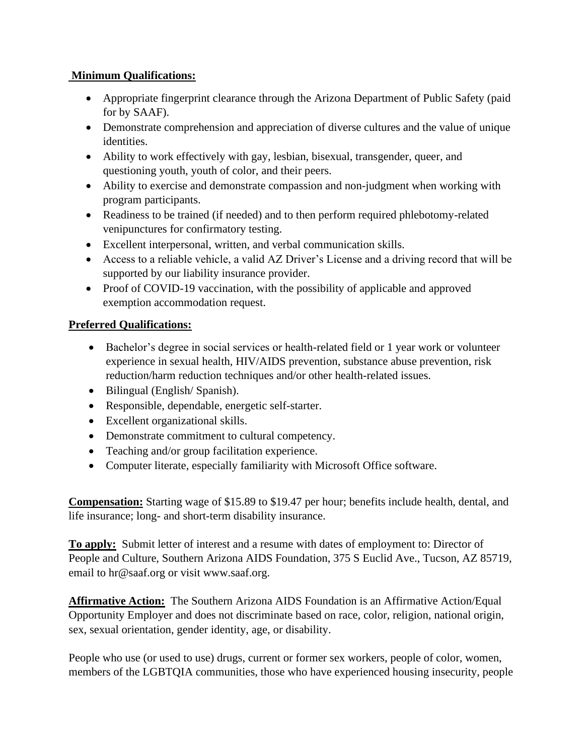**Minimum Qualifications:**

- Appropriate fingerprint clearance through the Arizona Department of Public Safety (paid for by SAAF).
- Demonstrate comprehension and appreciation of diverse cultures and the value of unique identities.
- Ability to work effectively with gay, lesbian, bisexual, transgender, queer, and questioning youth, youth of color, and their peers.
- Ability to exercise and demonstrate compassion and non-judgment when working with program participants.
- Readiness to be trained (if needed) and to then perform required phlebotomy-related venipunctures for confirmatory testing.
- Excellent interpersonal, written, and verbal communication skills.
- Access to a reliable vehicle, a valid AZ Driver's License and a driving record that will be supported by our liability insurance provider.
- Proof of COVID-19 vaccination, with the possibility of applicable and approved exemption accommodation request.

**Preferred Qualifications:**

- Bachelor's degree in social services or health-related field or 1 year work or volunteer experience in sexual health, HIV/AIDS prevention, substance abuse prevention, risk reduction/harm reduction techniques and/or other health-related issues.
- Bilingual (English/ Spanish).
- Responsible, dependable, energetic self-starter.
- Excellent organizational skills.
- Demonstrate commitment to cultural competency.
- Teaching and/or group facilitation experience.
- Computer literate, especially familiarity with Microsoft Office software.

**Compensation:** Starting wage of $15.89 to $19.47 per hour; benefits include health, dental, and life insurance; long- and short-term disability insurance.

**To apply:** Submit letter of interest and a resume with dates of employment to: Director of People and Culture, Southern Arizona AIDS Foundation, 375 S Euclid Ave., Tucson, AZ 85719, email to hr@saaf.org or visit www.saaf.org.

**Affirmative Action:** The Southern Arizona AIDS Foundation is an Affirmative Action/Equal Opportunity Employer and does not discriminate based on race, color, religion, national origin, sex, sexual orientation, gender identity, age, or disability.

People who use (or used to use) drugs, current or former sex workers, people of color, women, members of the LGBTQIA communities, those who have experienced housing insecurity, people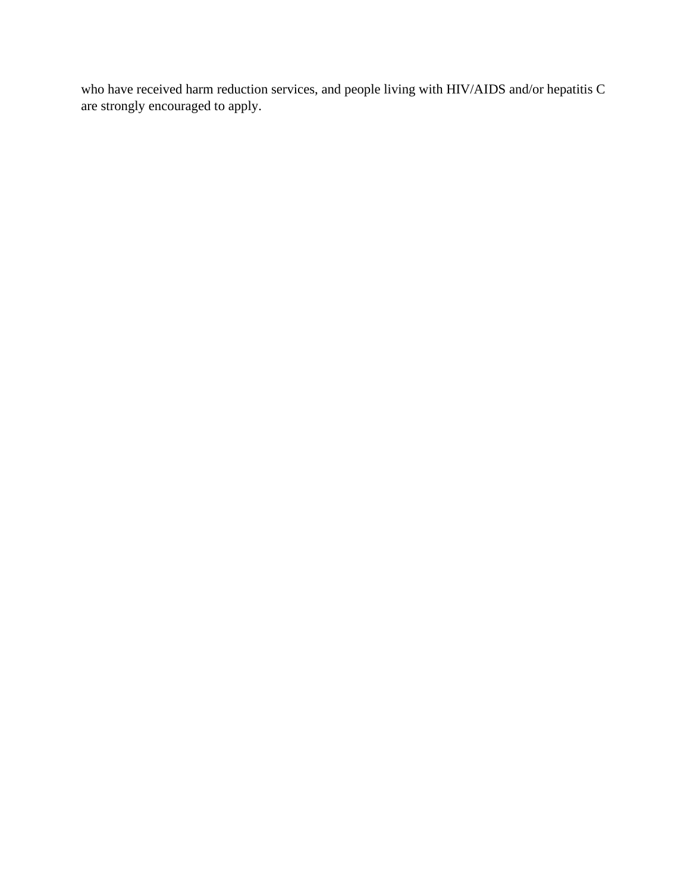who have received harm reduction services, and people living with HIV/AIDS and/or hepatitis C are strongly encouraged to apply.